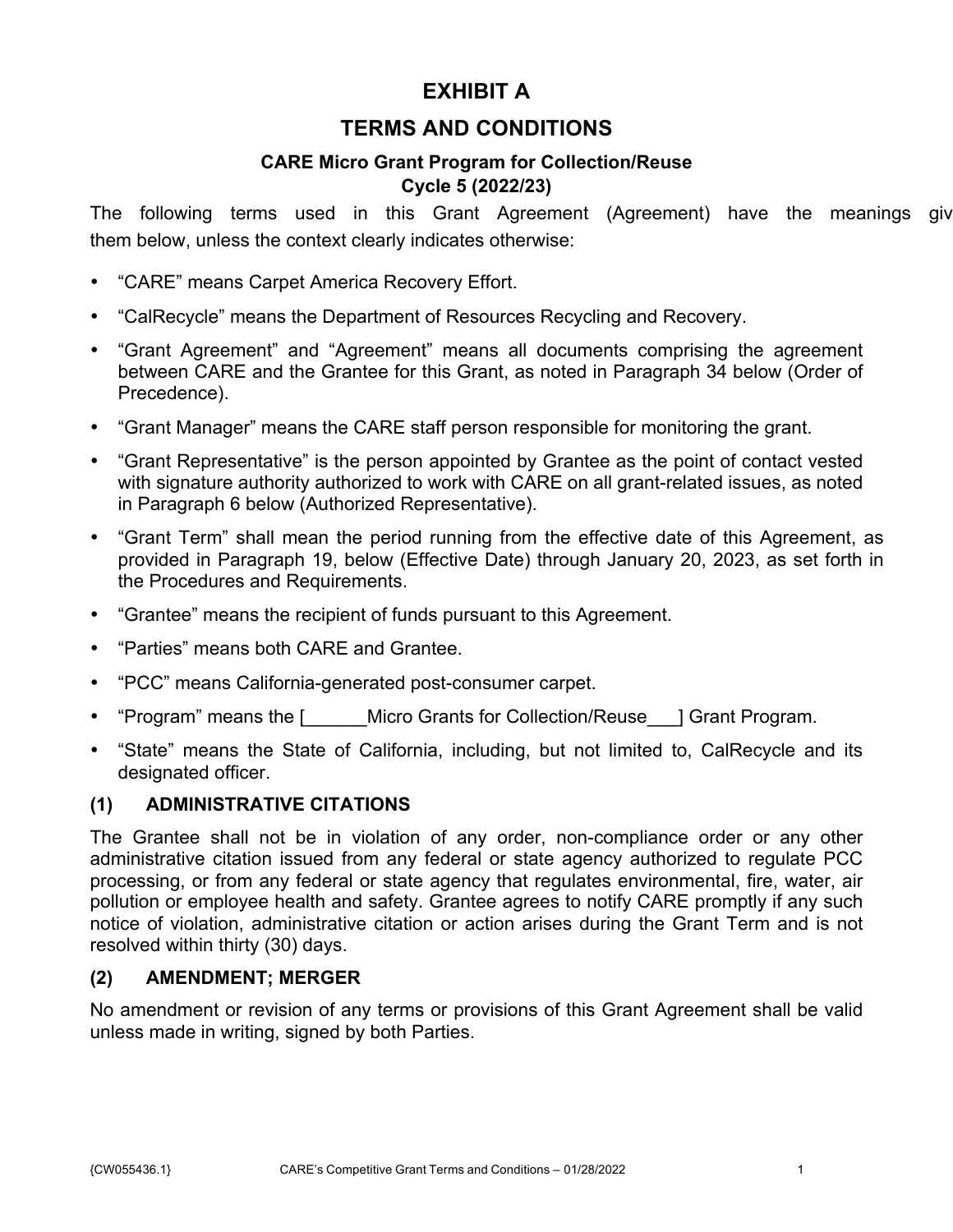# EXHIBIT A

# TERMS AND CONDITIONS

### CARE Micro Grant Program for Collection/Reuse
### Cycle 5 (2022/23)

The following terms used in this Grant Agreement (Agreement) have the meanings giv them below, unless the context clearly indicates otherwise:

- "CARE" means Carpet America Recovery Effort.
- "CalRecycle" means the Department of Resources Recycling and Recovery.
- "Grant Agreement" and "Agreement" means all documents comprising the agreement between CARE and the Grantee for this Grant, as noted in Paragraph 34 below (Order of Precedence).
- "Grant Manager" means the CARE staff person responsible for monitoring the grant.
- "Grant Representative" is the person appointed by Grantee as the point of contact vested with signature authority authorized to work with CARE on all grant-related issues, as noted in Paragraph 6 below (Authorized Representative).
- "Grant Term" shall mean the period running from the effective date of this Agreement, as provided in Paragraph 19, below (Effective Date) through January 20, 2023, as set forth in the Procedures and Requirements.
- "Grantee" means the recipient of funds pursuant to this Agreement.
- "Parties" means both CARE and Grantee.
- "PCC" means California-generated post-consumer carpet.
- "Program" means the [______Micro Grants for Collection/Reuse___] Grant Program.
- "State" means the State of California, including, but not limited to, CalRecycle and its designated officer.

### (1) ADMINISTRATIVE CITATIONS

The Grantee shall not be in violation of any order, non-compliance order or any other administrative citation issued from any federal or state agency authorized to regulate PCC processing, or from any federal or state agency that regulates environmental, fire, water, air pollution or employee health and safety. Grantee agrees to notify CARE promptly if any such notice of violation, administrative citation or action arises during the Grant Term and is not resolved within thirty (30) days.

### (2) AMENDMENT; MERGER

No amendment or revision of any terms or provisions of this Grant Agreement shall be valid unless made in writing, signed by both Parties.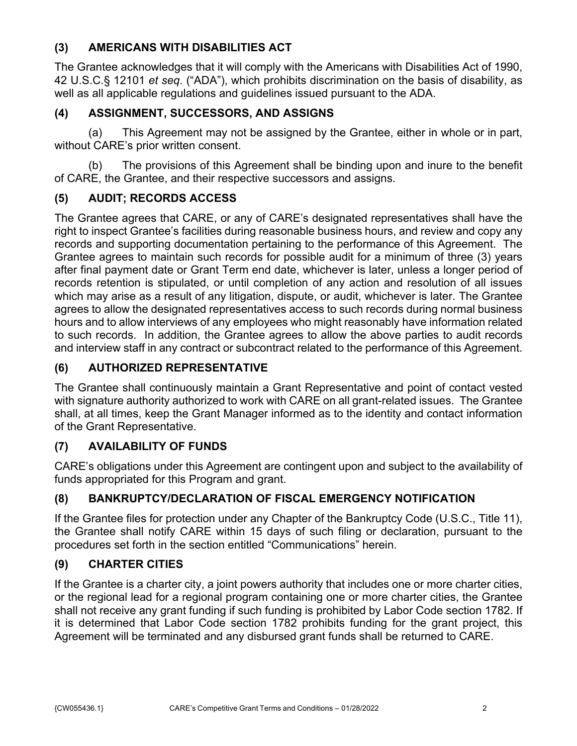### (3) AMERICANS WITH DISABILITIES ACT

The Grantee acknowledges that it will comply with the Americans with Disabilities Act of 1990, 42 U.S.C.§ 12101 *et seq.* ("ADA"), which prohibits discrimination on the basis of disability, as well as all applicable regulations and guidelines issued pursuant to the ADA.

### (4) ASSIGNMENT, SUCCESSORS, AND ASSIGNS

(a) This Agreement may not be assigned by the Grantee, either in whole or in part, without CARE's prior written consent.

(b) The provisions of this Agreement shall be binding upon and inure to the benefit of CARE, the Grantee, and their respective successors and assigns.

### (5) AUDIT; RECORDS ACCESS

The Grantee agrees that CARE, or any of CARE's designated representatives shall have the right to inspect Grantee's facilities during reasonable business hours, and review and copy any records and supporting documentation pertaining to the performance of this Agreement. The Grantee agrees to maintain such records for possible audit for a minimum of three (3) years after final payment date or Grant Term end date, whichever is later, unless a longer period of records retention is stipulated, or until completion of any action and resolution of all issues which may arise as a result of any litigation, dispute, or audit, whichever is later. The Grantee agrees to allow the designated representatives access to such records during normal business hours and to allow interviews of any employees who might reasonably have information related to such records. In addition, the Grantee agrees to allow the above parties to audit records and interview staff in any contract or subcontract related to the performance of this Agreement.

### (6) AUTHORIZED REPRESENTATIVE

The Grantee shall continuously maintain a Grant Representative and point of contact vested with signature authority authorized to work with CARE on all grant-related issues. The Grantee shall, at all times, keep the Grant Manager informed as to the identity and contact information of the Grant Representative.

### (7) AVAILABILITY OF FUNDS

CARE's obligations under this Agreement are contingent upon and subject to the availability of funds appropriated for this Program and grant.

### (8) BANKRUPTCY/DECLARATION OF FISCAL EMERGENCY NOTIFICATION

If the Grantee files for protection under any Chapter of the Bankruptcy Code (U.S.C., Title 11), the Grantee shall notify CARE within 15 days of such filing or declaration, pursuant to the procedures set forth in the section entitled "Communications" herein.

### (9) CHARTER CITIES

If the Grantee is a charter city, a joint powers authority that includes one or more charter cities, or the regional lead for a regional program containing one or more charter cities, the Grantee shall not receive any grant funding if such funding is prohibited by Labor Code section 1782. If it is determined that Labor Code section 1782 prohibits funding for the grant project, this Agreement will be terminated and any disbursed grant funds shall be returned to CARE.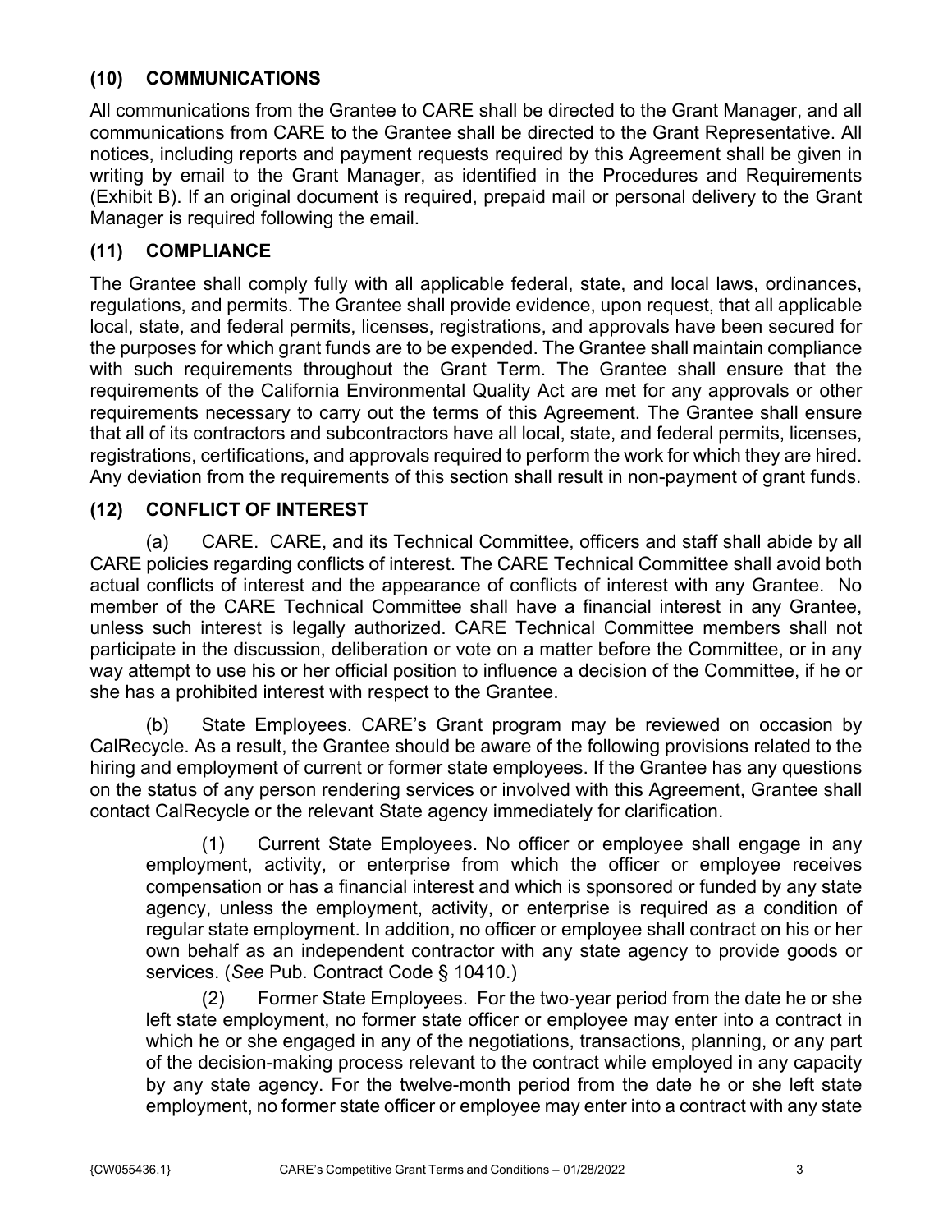## (10) COMMUNICATIONS

All communications from the Grantee to CARE shall be directed to the Grant Manager, and all communications from CARE to the Grantee shall be directed to the Grant Representative. All notices, including reports and payment requests required by this Agreement shall be given in writing by email to the Grant Manager, as identified in the Procedures and Requirements (Exhibit B). If an original document is required, prepaid mail or personal delivery to the Grant Manager is required following the email.

## (11) COMPLIANCE

The Grantee shall comply fully with all applicable federal, state, and local laws, ordinances, regulations, and permits. The Grantee shall provide evidence, upon request, that all applicable local, state, and federal permits, licenses, registrations, and approvals have been secured for the purposes for which grant funds are to be expended. The Grantee shall maintain compliance with such requirements throughout the Grant Term. The Grantee shall ensure that the requirements of the California Environmental Quality Act are met for any approvals or other requirements necessary to carry out the terms of this Agreement. The Grantee shall ensure that all of its contractors and subcontractors have all local, state, and federal permits, licenses, registrations, certifications, and approvals required to perform the work for which they are hired. Any deviation from the requirements of this section shall result in non-payment of grant funds.

## (12) CONFLICT OF INTEREST

(a) CARE. CARE, and its Technical Committee, officers and staff shall abide by all CARE policies regarding conflicts of interest. The CARE Technical Committee shall avoid both actual conflicts of interest and the appearance of conflicts of interest with any Grantee. No member of the CARE Technical Committee shall have a financial interest in any Grantee, unless such interest is legally authorized. CARE Technical Committee members shall not participate in the discussion, deliberation or vote on a matter before the Committee, or in any way attempt to use his or her official position to influence a decision of the Committee, if he or she has a prohibited interest with respect to the Grantee.

(b) State Employees. CARE's Grant program may be reviewed on occasion by CalRecycle. As a result, the Grantee should be aware of the following provisions related to the hiring and employment of current or former state employees. If the Grantee has any questions on the status of any person rendering services or involved with this Agreement, Grantee shall contact CalRecycle or the relevant State agency immediately for clarification.

(1) Current State Employees. No officer or employee shall engage in any employment, activity, or enterprise from which the officer or employee receives compensation or has a financial interest and which is sponsored or funded by any state agency, unless the employment, activity, or enterprise is required as a condition of regular state employment. In addition, no officer or employee shall contract on his or her own behalf as an independent contractor with any state agency to provide goods or services. (*See* Pub. Contract Code § 10410.)

(2) Former State Employees. For the two-year period from the date he or she left state employment, no former state officer or employee may enter into a contract in which he or she engaged in any of the negotiations, transactions, planning, or any part of the decision-making process relevant to the contract while employed in any capacity by any state agency. For the twelve-month period from the date he or she left state employment, no former state officer or employee may enter into a contract with any state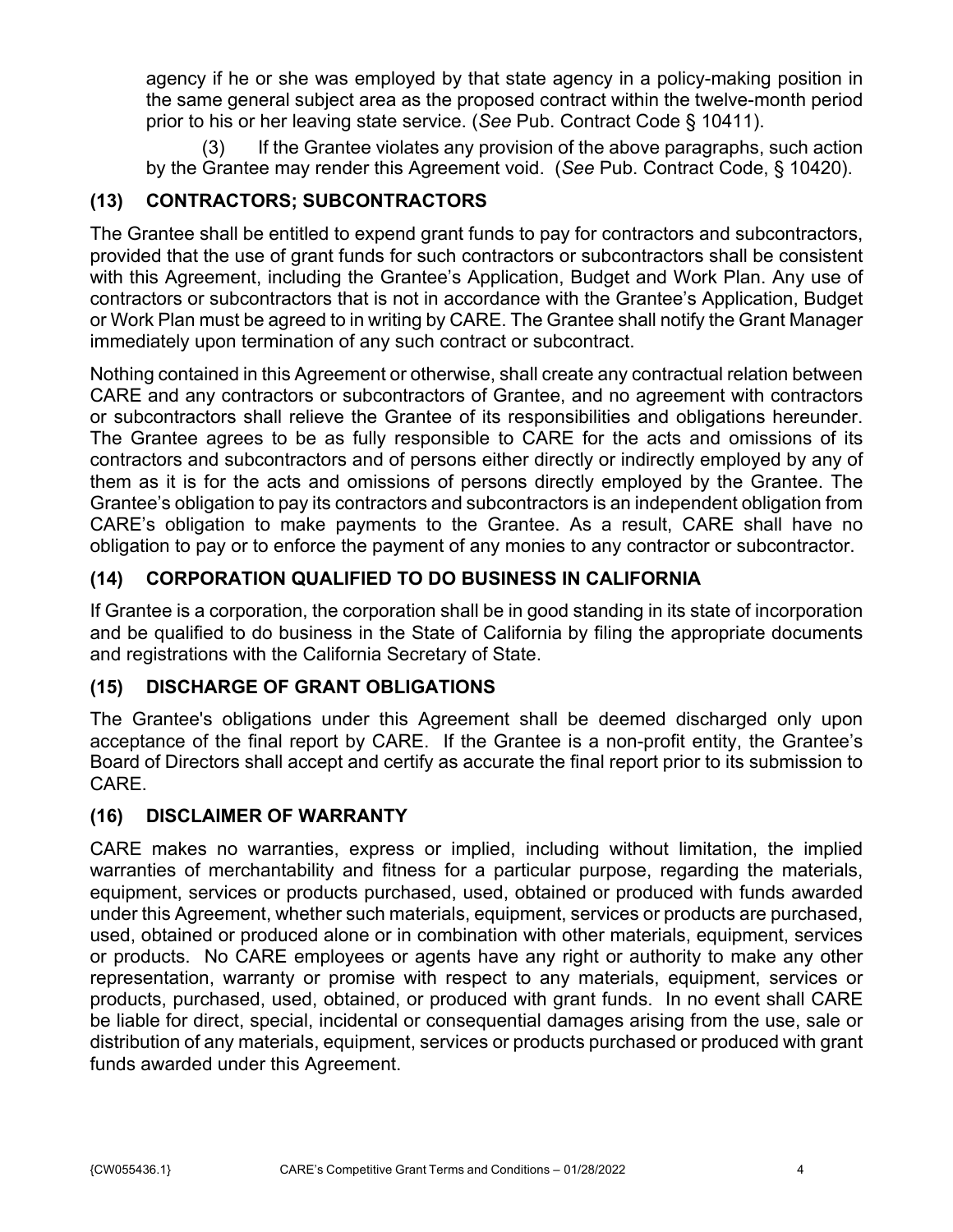agency if he or she was employed by that state agency in a policy-making position in the same general subject area as the proposed contract within the twelve-month period prior to his or her leaving state service. (*See* Pub. Contract Code § 10411).

(3) If the Grantee violates any provision of the above paragraphs, such action by the Grantee may render this Agreement void. (*See* Pub. Contract Code, § 10420).

## (13) CONTRACTORS; SUBCONTRACTORS

The Grantee shall be entitled to expend grant funds to pay for contractors and subcontractors, provided that the use of grant funds for such contractors or subcontractors shall be consistent with this Agreement, including the Grantee's Application, Budget and Work Plan. Any use of contractors or subcontractors that is not in accordance with the Grantee's Application, Budget or Work Plan must be agreed to in writing by CARE. The Grantee shall notify the Grant Manager immediately upon termination of any such contract or subcontract.

Nothing contained in this Agreement or otherwise, shall create any contractual relation between CARE and any contractors or subcontractors of Grantee, and no agreement with contractors or subcontractors shall relieve the Grantee of its responsibilities and obligations hereunder. The Grantee agrees to be as fully responsible to CARE for the acts and omissions of its contractors and subcontractors and of persons either directly or indirectly employed by any of them as it is for the acts and omissions of persons directly employed by the Grantee. The Grantee's obligation to pay its contractors and subcontractors is an independent obligation from CARE's obligation to make payments to the Grantee. As a result, CARE shall have no obligation to pay or to enforce the payment of any monies to any contractor or subcontractor.

## (14) CORPORATION QUALIFIED TO DO BUSINESS IN CALIFORNIA

If Grantee is a corporation, the corporation shall be in good standing in its state of incorporation and be qualified to do business in the State of California by filing the appropriate documents and registrations with the California Secretary of State.

## (15) DISCHARGE OF GRANT OBLIGATIONS

The Grantee's obligations under this Agreement shall be deemed discharged only upon acceptance of the final report by CARE. If the Grantee is a non-profit entity, the Grantee's Board of Directors shall accept and certify as accurate the final report prior to its submission to CARE.

## (16) DISCLAIMER OF WARRANTY

CARE makes no warranties, express or implied, including without limitation, the implied warranties of merchantability and fitness for a particular purpose, regarding the materials, equipment, services or products purchased, used, obtained or produced with funds awarded under this Agreement, whether such materials, equipment, services or products are purchased, used, obtained or produced alone or in combination with other materials, equipment, services or products. No CARE employees or agents have any right or authority to make any other representation, warranty or promise with respect to any materials, equipment, services or products, purchased, used, obtained, or produced with grant funds. In no event shall CARE be liable for direct, special, incidental or consequential damages arising from the use, sale or distribution of any materials, equipment, services or products purchased or produced with grant funds awarded under this Agreement.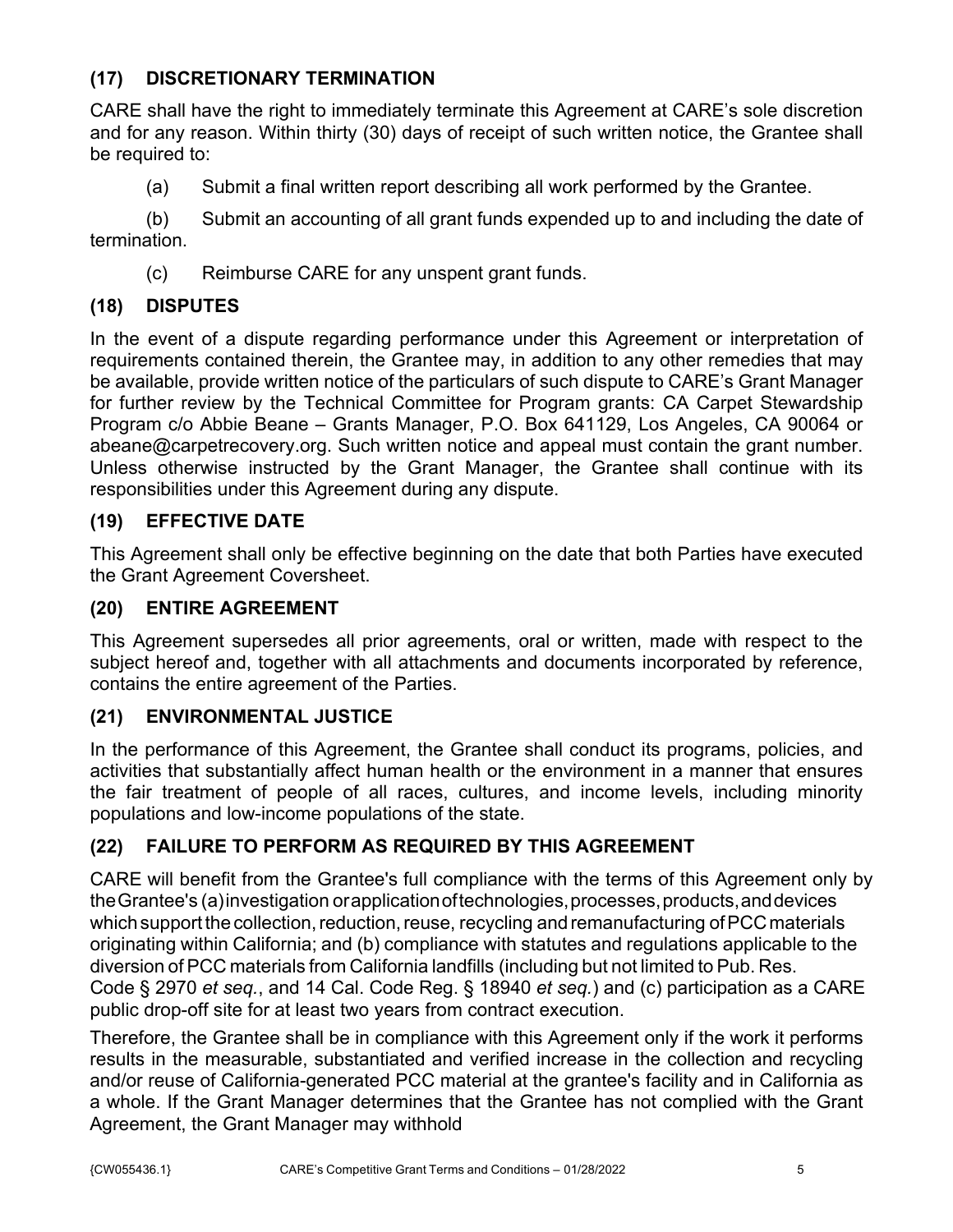## (17) DISCRETIONARY TERMINATION

CARE shall have the right to immediately terminate this Agreement at CARE's sole discretion and for any reason. Within thirty (30) days of receipt of such written notice, the Grantee shall be required to:

(a) Submit a final written report describing all work performed by the Grantee.

(b) Submit an accounting of all grant funds expended up to and including the date of termination.

(c) Reimburse CARE for any unspent grant funds.

## (18) DISPUTES

In the event of a dispute regarding performance under this Agreement or interpretation of requirements contained therein, the Grantee may, in addition to any other remedies that may be available, provide written notice of the particulars of such dispute to CARE's Grant Manager for further review by the Technical Committee for Program grants: CA Carpet Stewardship Program c/o Abbie Beane – Grants Manager, P.O. Box 641129, Los Angeles, CA 90064 or abeane@carpetrecovery.org. Such written notice and appeal must contain the grant number. Unless otherwise instructed by the Grant Manager, the Grantee shall continue with its responsibilities under this Agreement during any dispute.

## (19) EFFECTIVE DATE

This Agreement shall only be effective beginning on the date that both Parties have executed the Grant Agreement Coversheet.

## (20) ENTIRE AGREEMENT

This Agreement supersedes all prior agreements, oral or written, made with respect to the subject hereof and, together with all attachments and documents incorporated by reference, contains the entire agreement of the Parties.

## (21) ENVIRONMENTAL JUSTICE

In the performance of this Agreement, the Grantee shall conduct its programs, policies, and activities that substantially affect human health or the environment in a manner that ensures the fair treatment of people of all races, cultures, and income levels, including minority populations and low-income populations of the state.

## (22) FAILURE TO PERFORM AS REQUIRED BY THIS AGREEMENT

CARE will benefit from the Grantee's full compliance with the terms of this Agreement only by the Grantee's (a) investigation or application of technologies, processes, products, and devices which support the collection, reduction, reuse, recycling and remanufacturing of PCC materials originating within California; and (b) compliance with statutes and regulations applicable to the diversion of PCC materials from California landfills (including but not limited to Pub. Res. Code § 2970 *et seq.*, and 14 Cal. Code Reg. § 18940 *et seq.*) and (c) participation as a CARE public drop-off site for at least two years from contract execution.

Therefore, the Grantee shall be in compliance with this Agreement only if the work it performs results in the measurable, substantiated and verified increase in the collection and recycling and/or reuse of California-generated PCC material at the grantee's facility and in California as a whole. If the Grant Manager determines that the Grantee has not complied with the Grant Agreement, the Grant Manager may withhold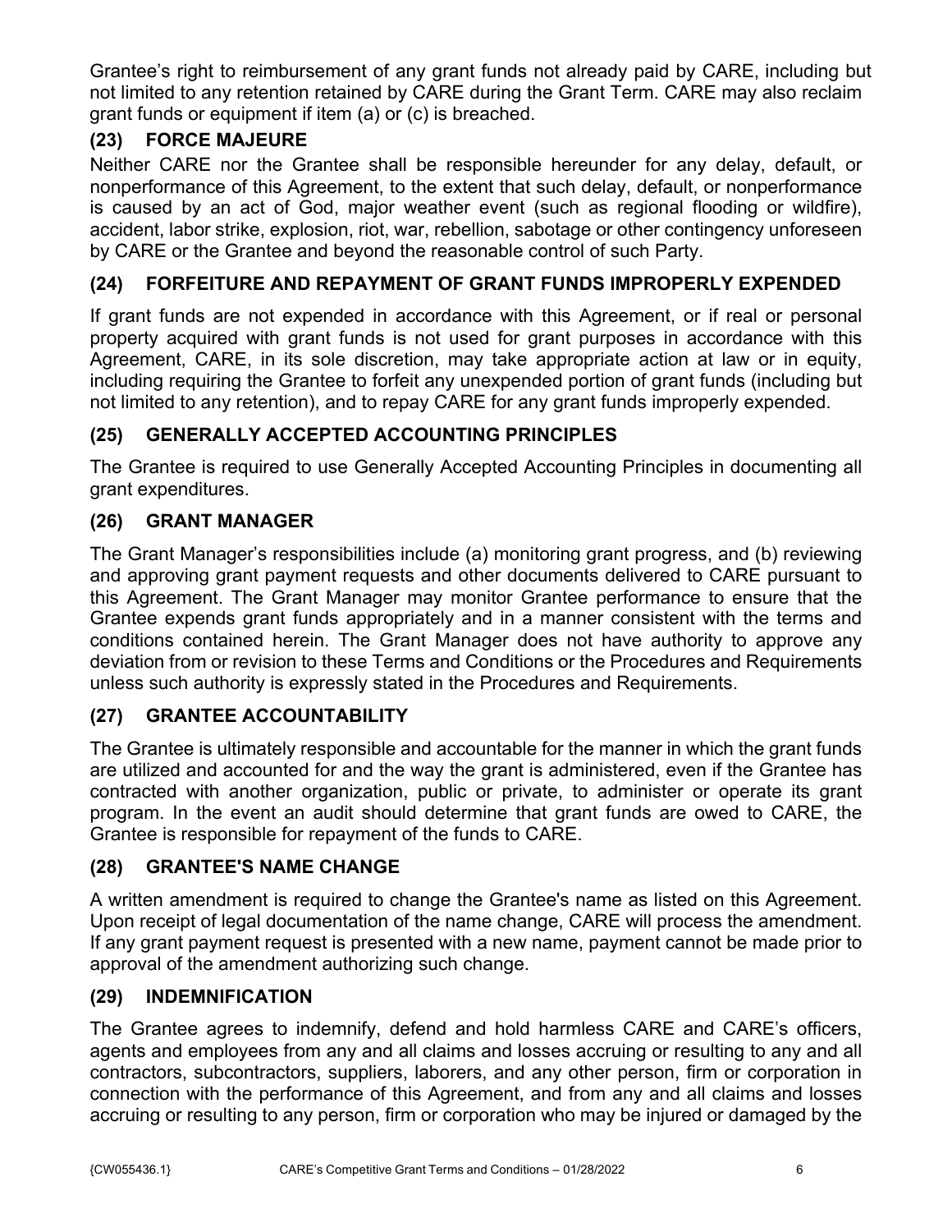Grantee's right to reimbursement of any grant funds not already paid by CARE, including but not limited to any retention retained by CARE during the Grant Term. CARE may also reclaim grant funds or equipment if item (a) or (c) is breached.

### (23) FORCE MAJEURE

Neither CARE nor the Grantee shall be responsible hereunder for any delay, default, or nonperformance of this Agreement, to the extent that such delay, default, or nonperformance is caused by an act of God, major weather event (such as regional flooding or wildfire), accident, labor strike, explosion, riot, war, rebellion, sabotage or other contingency unforeseen by CARE or the Grantee and beyond the reasonable control of such Party.

### (24) FORFEITURE AND REPAYMENT OF GRANT FUNDS IMPROPERLY EXPENDED

If grant funds are not expended in accordance with this Agreement, or if real or personal property acquired with grant funds is not used for grant purposes in accordance with this Agreement, CARE, in its sole discretion, may take appropriate action at law or in equity, including requiring the Grantee to forfeit any unexpended portion of grant funds (including but not limited to any retention), and to repay CARE for any grant funds improperly expended.

### (25) GENERALLY ACCEPTED ACCOUNTING PRINCIPLES

The Grantee is required to use Generally Accepted Accounting Principles in documenting all grant expenditures.

### (26) GRANT MANAGER

The Grant Manager's responsibilities include (a) monitoring grant progress, and (b) reviewing and approving grant payment requests and other documents delivered to CARE pursuant to this Agreement. The Grant Manager may monitor Grantee performance to ensure that the Grantee expends grant funds appropriately and in a manner consistent with the terms and conditions contained herein. The Grant Manager does not have authority to approve any deviation from or revision to these Terms and Conditions or the Procedures and Requirements unless such authority is expressly stated in the Procedures and Requirements.

### (27) GRANTEE ACCOUNTABILITY

The Grantee is ultimately responsible and accountable for the manner in which the grant funds are utilized and accounted for and the way the grant is administered, even if the Grantee has contracted with another organization, public or private, to administer or operate its grant program. In the event an audit should determine that grant funds are owed to CARE, the Grantee is responsible for repayment of the funds to CARE.

### (28) GRANTEE'S NAME CHANGE

A written amendment is required to change the Grantee's name as listed on this Agreement. Upon receipt of legal documentation of the name change, CARE will process the amendment. If any grant payment request is presented with a new name, payment cannot be made prior to approval of the amendment authorizing such change.

### (29) INDEMNIFICATION

The Grantee agrees to indemnify, defend and hold harmless CARE and CARE's officers, agents and employees from any and all claims and losses accruing or resulting to any and all contractors, subcontractors, suppliers, laborers, and any other person, firm or corporation in connection with the performance of this Agreement, and from any and all claims and losses accruing or resulting to any person, firm or corporation who may be injured or damaged by the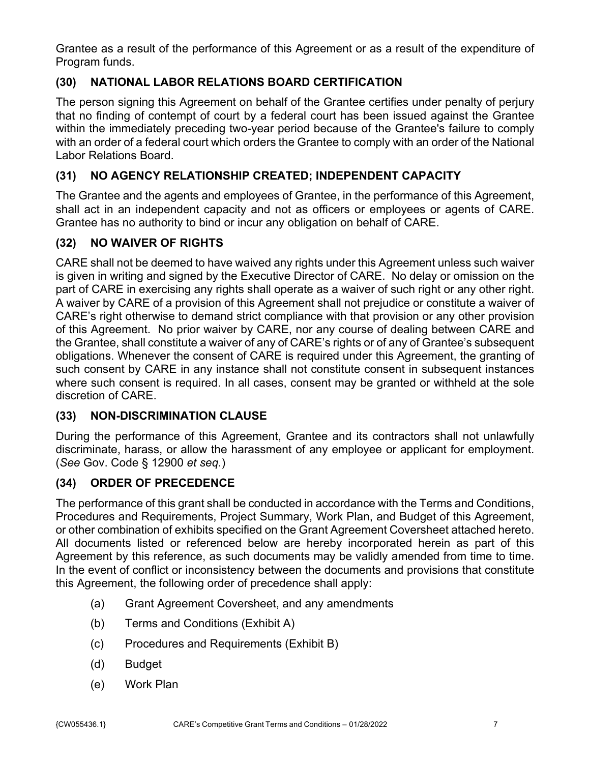Grantee as a result of the performance of this Agreement or as a result of the expenditure of Program funds.

## (30) NATIONAL LABOR RELATIONS BOARD CERTIFICATION

The person signing this Agreement on behalf of the Grantee certifies under penalty of perjury that no finding of contempt of court by a federal court has been issued against the Grantee within the immediately preceding two-year period because of the Grantee's failure to comply with an order of a federal court which orders the Grantee to comply with an order of the National Labor Relations Board.

## (31) NO AGENCY RELATIONSHIP CREATED; INDEPENDENT CAPACITY

The Grantee and the agents and employees of Grantee, in the performance of this Agreement, shall act in an independent capacity and not as officers or employees or agents of CARE. Grantee has no authority to bind or incur any obligation on behalf of CARE.

## (32) NO WAIVER OF RIGHTS

CARE shall not be deemed to have waived any rights under this Agreement unless such waiver is given in writing and signed by the Executive Director of CARE. No delay or omission on the part of CARE in exercising any rights shall operate as a waiver of such right or any other right. A waiver by CARE of a provision of this Agreement shall not prejudice or constitute a waiver of CARE's right otherwise to demand strict compliance with that provision or any other provision of this Agreement. No prior waiver by CARE, nor any course of dealing between CARE and the Grantee, shall constitute a waiver of any of CARE's rights or of any of Grantee's subsequent obligations. Whenever the consent of CARE is required under this Agreement, the granting of such consent by CARE in any instance shall not constitute consent in subsequent instances where such consent is required. In all cases, consent may be granted or withheld at the sole discretion of CARE.

## (33) NON-DISCRIMINATION CLAUSE

During the performance of this Agreement, Grantee and its contractors shall not unlawfully discriminate, harass, or allow the harassment of any employee or applicant for employment. (*See* Gov. Code § 12900 *et seq.*)

## (34) ORDER OF PRECEDENCE

The performance of this grant shall be conducted in accordance with the Terms and Conditions, Procedures and Requirements, Project Summary, Work Plan, and Budget of this Agreement, or other combination of exhibits specified on the Grant Agreement Coversheet attached hereto. All documents listed or referenced below are hereby incorporated herein as part of this Agreement by this reference, as such documents may be validly amended from time to time. In the event of conflict or inconsistency between the documents and provisions that constitute this Agreement, the following order of precedence shall apply:

(a) Grant Agreement Coversheet, and any amendments

(b) Terms and Conditions (Exhibit A)

(c) Procedures and Requirements (Exhibit B)

(d) Budget

(e) Work Plan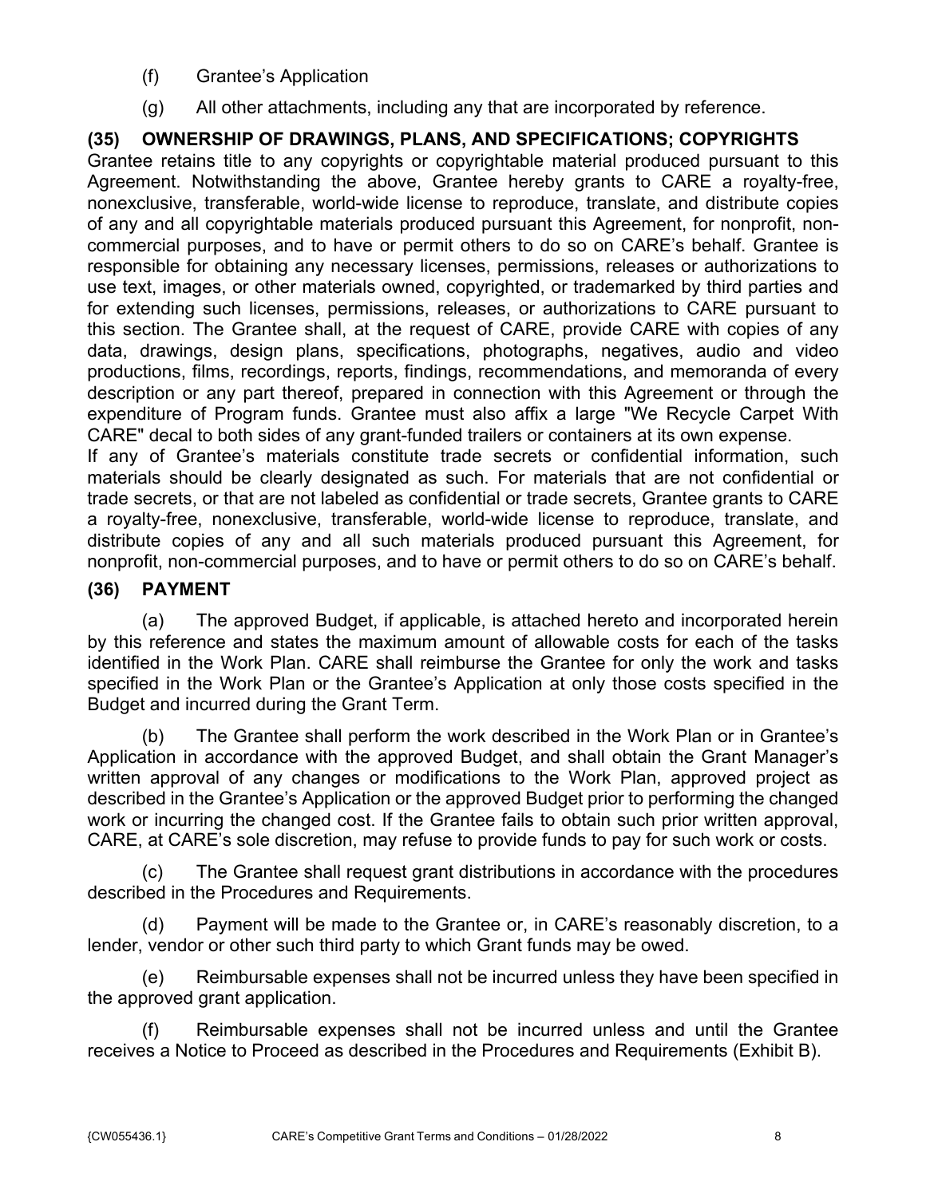(f) Grantee's Application

(g) All other attachments, including any that are incorporated by reference.

## (35) OWNERSHIP OF DRAWINGS, PLANS, AND SPECIFICATIONS; COPYRIGHTS

Grantee retains title to any copyrights or copyrightable material produced pursuant to this Agreement. Notwithstanding the above, Grantee hereby grants to CARE a royalty-free, nonexclusive, transferable, world-wide license to reproduce, translate, and distribute copies of any and all copyrightable materials produced pursuant this Agreement, for nonprofit, non-commercial purposes, and to have or permit others to do so on CARE's behalf. Grantee is responsible for obtaining any necessary licenses, permissions, releases or authorizations to use text, images, or other materials owned, copyrighted, or trademarked by third parties and for extending such licenses, permissions, releases, or authorizations to CARE pursuant to this section. The Grantee shall, at the request of CARE, provide CARE with copies of any data, drawings, design plans, specifications, photographs, negatives, audio and video productions, films, recordings, reports, findings, recommendations, and memoranda of every description or any part thereof, prepared in connection with this Agreement or through the expenditure of Program funds. Grantee must also affix a large "We Recycle Carpet With CARE" decal to both sides of any grant-funded trailers or containers at its own expense.

If any of Grantee's materials constitute trade secrets or confidential information, such materials should be clearly designated as such. For materials that are not confidential or trade secrets, or that are not labeled as confidential or trade secrets, Grantee grants to CARE a royalty-free, nonexclusive, transferable, world-wide license to reproduce, translate, and distribute copies of any and all such materials produced pursuant this Agreement, for nonprofit, non-commercial purposes, and to have or permit others to do so on CARE's behalf.

## (36) PAYMENT

(a) The approved Budget, if applicable, is attached hereto and incorporated herein by this reference and states the maximum amount of allowable costs for each of the tasks identified in the Work Plan. CARE shall reimburse the Grantee for only the work and tasks specified in the Work Plan or the Grantee's Application at only those costs specified in the Budget and incurred during the Grant Term.

(b) The Grantee shall perform the work described in the Work Plan or in Grantee's Application in accordance with the approved Budget, and shall obtain the Grant Manager's written approval of any changes or modifications to the Work Plan, approved project as described in the Grantee's Application or the approved Budget prior to performing the changed work or incurring the changed cost. If the Grantee fails to obtain such prior written approval, CARE, at CARE's sole discretion, may refuse to provide funds to pay for such work or costs.

(c) The Grantee shall request grant distributions in accordance with the procedures described in the Procedures and Requirements.

(d) Payment will be made to the Grantee or, in CARE's reasonably discretion, to a lender, vendor or other such third party to which Grant funds may be owed.

(e) Reimbursable expenses shall not be incurred unless they have been specified in the approved grant application.

(f) Reimbursable expenses shall not be incurred unless and until the Grantee receives a Notice to Proceed as described in the Procedures and Requirements (Exhibit B).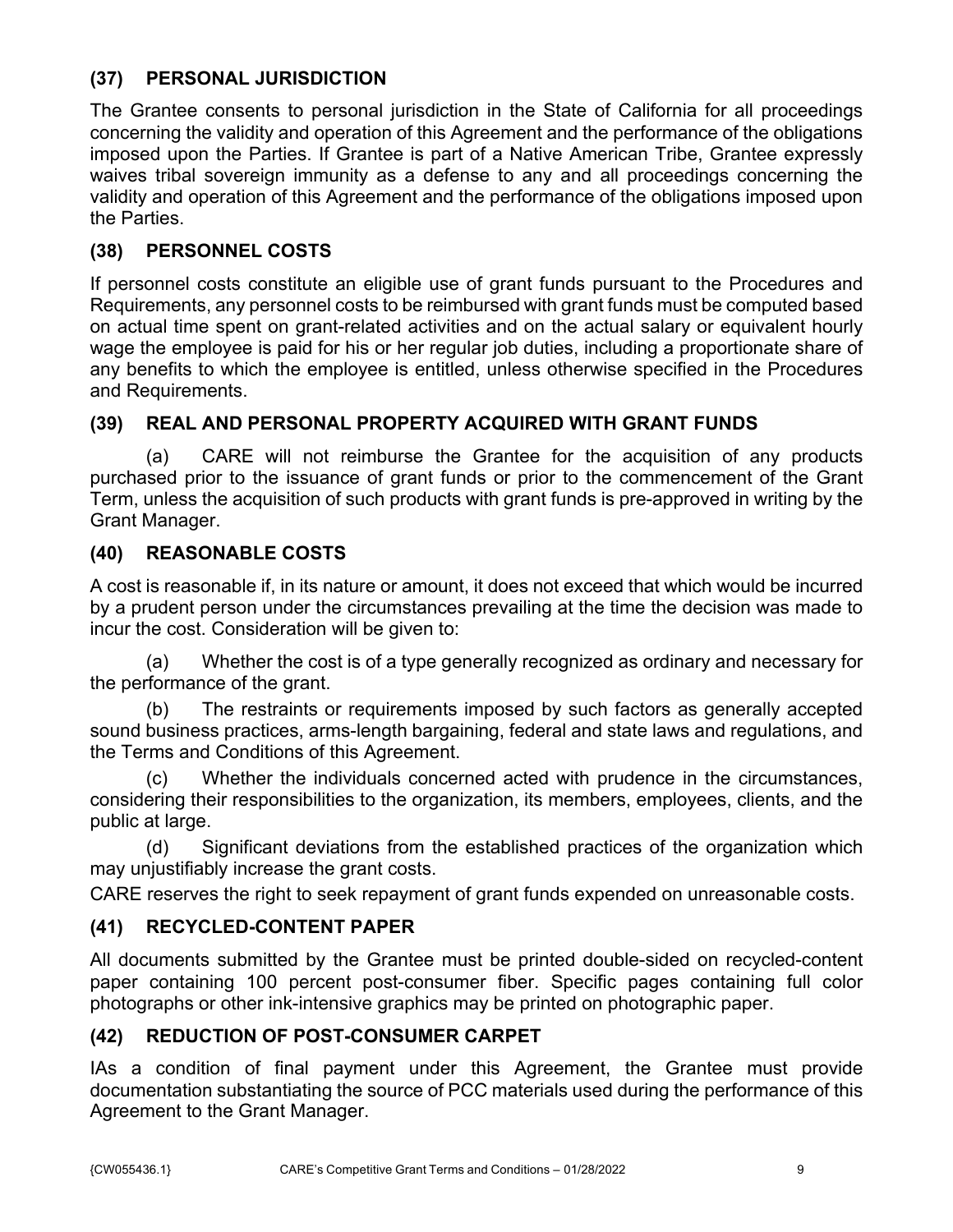### (37) PERSONAL JURISDICTION

The Grantee consents to personal jurisdiction in the State of California for all proceedings concerning the validity and operation of this Agreement and the performance of the obligations imposed upon the Parties. If Grantee is part of a Native American Tribe, Grantee expressly waives tribal sovereign immunity as a defense to any and all proceedings concerning the validity and operation of this Agreement and the performance of the obligations imposed upon the Parties.

### (38) PERSONNEL COSTS

If personnel costs constitute an eligible use of grant funds pursuant to the Procedures and Requirements, any personnel costs to be reimbursed with grant funds must be computed based on actual time spent on grant-related activities and on the actual salary or equivalent hourly wage the employee is paid for his or her regular job duties, including a proportionate share of any benefits to which the employee is entitled, unless otherwise specified in the Procedures and Requirements.

### (39) REAL AND PERSONAL PROPERTY ACQUIRED WITH GRANT FUNDS

(a) CARE will not reimburse the Grantee for the acquisition of any products purchased prior to the issuance of grant funds or prior to the commencement of the Grant Term, unless the acquisition of such products with grant funds is pre-approved in writing by the Grant Manager.

### (40) REASONABLE COSTS

A cost is reasonable if, in its nature or amount, it does not exceed that which would be incurred by a prudent person under the circumstances prevailing at the time the decision was made to incur the cost. Consideration will be given to:

(a) Whether the cost is of a type generally recognized as ordinary and necessary for the performance of the grant.

(b) The restraints or requirements imposed by such factors as generally accepted sound business practices, arms-length bargaining, federal and state laws and regulations, and the Terms and Conditions of this Agreement.

(c) Whether the individuals concerned acted with prudence in the circumstances, considering their responsibilities to the organization, its members, employees, clients, and the public at large.

(d) Significant deviations from the established practices of the organization which may unjustifiably increase the grant costs.

CARE reserves the right to seek repayment of grant funds expended on unreasonable costs.

### (41) RECYCLED-CONTENT PAPER

All documents submitted by the Grantee must be printed double-sided on recycled-content paper containing 100 percent post-consumer fiber. Specific pages containing full color photographs or other ink-intensive graphics may be printed on photographic paper.

### (42) REDUCTION OF POST-CONSUMER CARPET

IAs a condition of final payment under this Agreement, the Grantee must provide documentation substantiating the source of PCC materials used during the performance of this Agreement to the Grant Manager.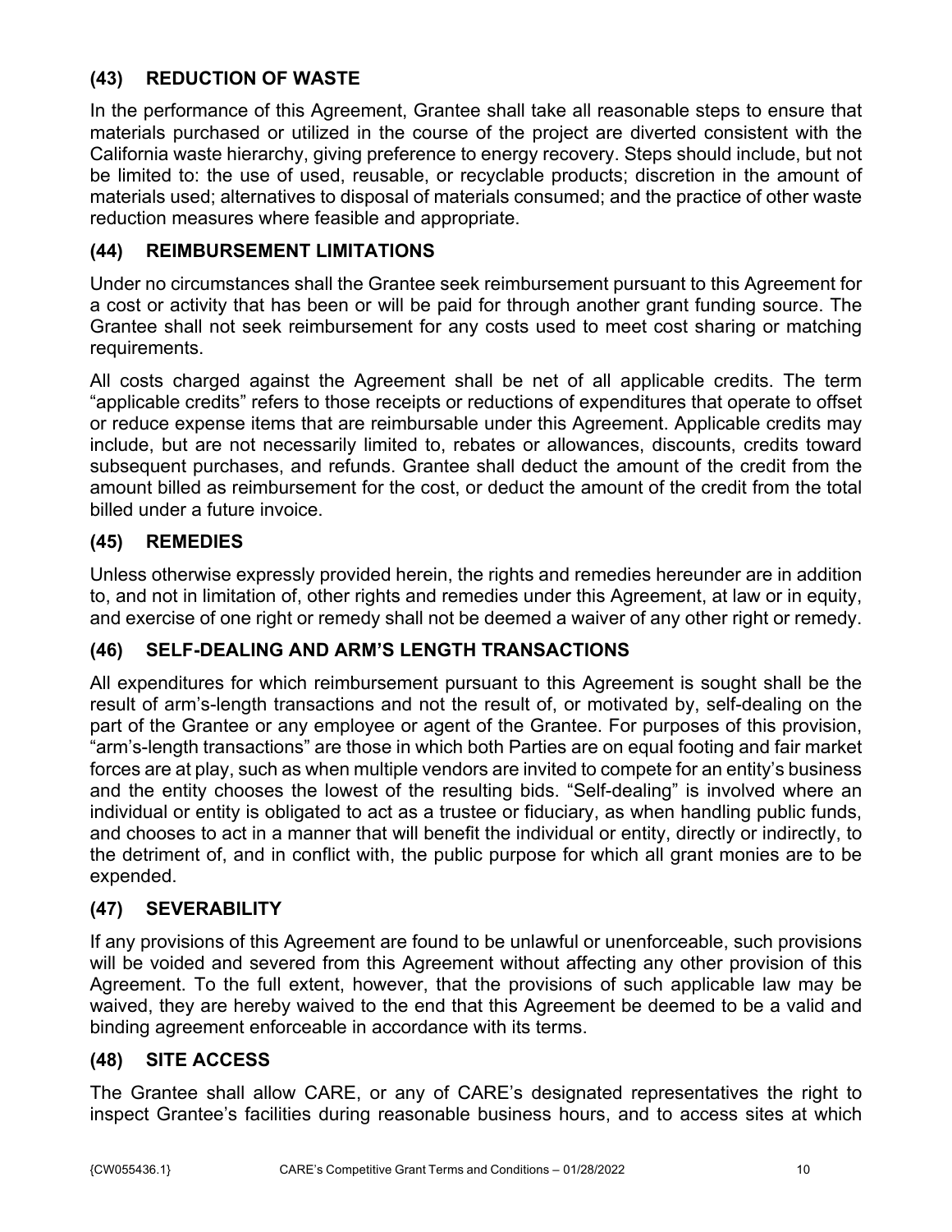## (43) REDUCTION OF WASTE

In the performance of this Agreement, Grantee shall take all reasonable steps to ensure that materials purchased or utilized in the course of the project are diverted consistent with the California waste hierarchy, giving preference to energy recovery. Steps should include, but not be limited to: the use of used, reusable, or recyclable products; discretion in the amount of materials used; alternatives to disposal of materials consumed; and the practice of other waste reduction measures where feasible and appropriate.

## (44) REIMBURSEMENT LIMITATIONS

Under no circumstances shall the Grantee seek reimbursement pursuant to this Agreement for a cost or activity that has been or will be paid for through another grant funding source. The Grantee shall not seek reimbursement for any costs used to meet cost sharing or matching requirements.

All costs charged against the Agreement shall be net of all applicable credits. The term "applicable credits" refers to those receipts or reductions of expenditures that operate to offset or reduce expense items that are reimbursable under this Agreement. Applicable credits may include, but are not necessarily limited to, rebates or allowances, discounts, credits toward subsequent purchases, and refunds. Grantee shall deduct the amount of the credit from the amount billed as reimbursement for the cost, or deduct the amount of the credit from the total billed under a future invoice.

## (45) REMEDIES

Unless otherwise expressly provided herein, the rights and remedies hereunder are in addition to, and not in limitation of, other rights and remedies under this Agreement, at law or in equity, and exercise of one right or remedy shall not be deemed a waiver of any other right or remedy.

## (46) SELF-DEALING AND ARM'S LENGTH TRANSACTIONS

All expenditures for which reimbursement pursuant to this Agreement is sought shall be the result of arm's-length transactions and not the result of, or motivated by, self-dealing on the part of the Grantee or any employee or agent of the Grantee. For purposes of this provision, "arm's-length transactions" are those in which both Parties are on equal footing and fair market forces are at play, such as when multiple vendors are invited to compete for an entity's business and the entity chooses the lowest of the resulting bids. "Self-dealing" is involved where an individual or entity is obligated to act as a trustee or fiduciary, as when handling public funds, and chooses to act in a manner that will benefit the individual or entity, directly or indirectly, to the detriment of, and in conflict with, the public purpose for which all grant monies are to be expended.

## (47) SEVERABILITY

If any provisions of this Agreement are found to be unlawful or unenforceable, such provisions will be voided and severed from this Agreement without affecting any other provision of this Agreement. To the full extent, however, that the provisions of such applicable law may be waived, they are hereby waived to the end that this Agreement be deemed to be a valid and binding agreement enforceable in accordance with its terms.

## (48) SITE ACCESS

The Grantee shall allow CARE, or any of CARE's designated representatives the right to inspect Grantee's facilities during reasonable business hours, and to access sites at which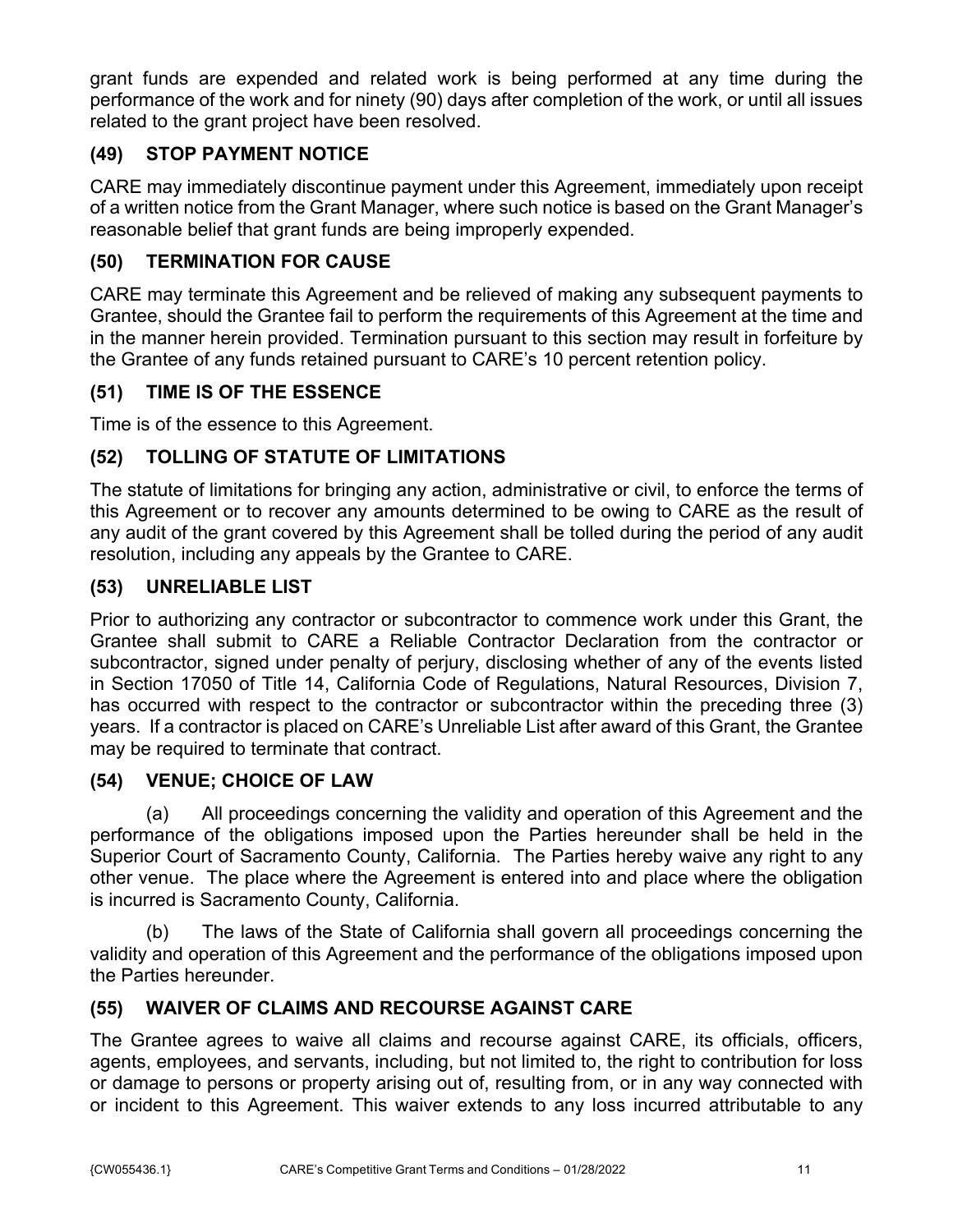grant funds are expended and related work is being performed at any time during the performance of the work and for ninety (90) days after completion of the work, or until all issues related to the grant project have been resolved.

## (49) STOP PAYMENT NOTICE

CARE may immediately discontinue payment under this Agreement, immediately upon receipt of a written notice from the Grant Manager, where such notice is based on the Grant Manager's reasonable belief that grant funds are being improperly expended.

## (50) TERMINATION FOR CAUSE

CARE may terminate this Agreement and be relieved of making any subsequent payments to Grantee, should the Grantee fail to perform the requirements of this Agreement at the time and in the manner herein provided. Termination pursuant to this section may result in forfeiture by the Grantee of any funds retained pursuant to CARE's 10 percent retention policy.

## (51) TIME IS OF THE ESSENCE

Time is of the essence to this Agreement.

## (52) TOLLING OF STATUTE OF LIMITATIONS

The statute of limitations for bringing any action, administrative or civil, to enforce the terms of this Agreement or to recover any amounts determined to be owing to CARE as the result of any audit of the grant covered by this Agreement shall be tolled during the period of any audit resolution, including any appeals by the Grantee to CARE.

## (53) UNRELIABLE LIST

Prior to authorizing any contractor or subcontractor to commence work under this Grant, the Grantee shall submit to CARE a Reliable Contractor Declaration from the contractor or subcontractor, signed under penalty of perjury, disclosing whether of any of the events listed in Section 17050 of Title 14, California Code of Regulations, Natural Resources, Division 7, has occurred with respect to the contractor or subcontractor within the preceding three (3) years. If a contractor is placed on CARE's Unreliable List after award of this Grant, the Grantee may be required to terminate that contract.

## (54) VENUE; CHOICE OF LAW

(a) All proceedings concerning the validity and operation of this Agreement and the performance of the obligations imposed upon the Parties hereunder shall be held in the Superior Court of Sacramento County, California. The Parties hereby waive any right to any other venue. The place where the Agreement is entered into and place where the obligation is incurred is Sacramento County, California.

(b) The laws of the State of California shall govern all proceedings concerning the validity and operation of this Agreement and the performance of the obligations imposed upon the Parties hereunder.

## (55) WAIVER OF CLAIMS AND RECOURSE AGAINST CARE

The Grantee agrees to waive all claims and recourse against CARE, its officials, officers, agents, employees, and servants, including, but not limited to, the right to contribution for loss or damage to persons or property arising out of, resulting from, or in any way connected with or incident to this Agreement. This waiver extends to any loss incurred attributable to any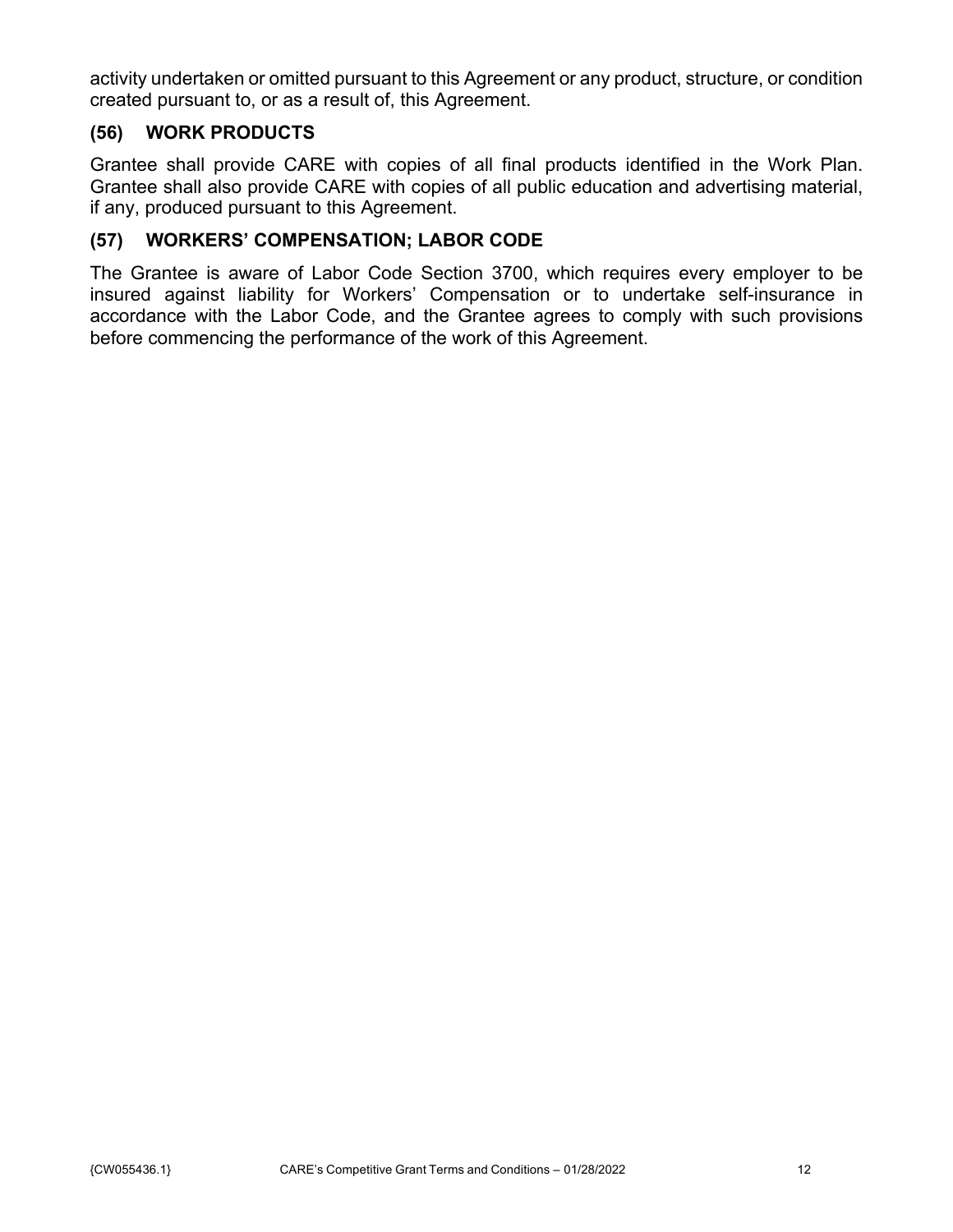activity undertaken or omitted pursuant to this Agreement or any product, structure, or condition created pursuant to, or as a result of, this Agreement.

## (56) WORK PRODUCTS

Grantee shall provide CARE with copies of all final products identified in the Work Plan. Grantee shall also provide CARE with copies of all public education and advertising material, if any, produced pursuant to this Agreement.

## (57) WORKERS' COMPENSATION; LABOR CODE

The Grantee is aware of Labor Code Section 3700, which requires every employer to be insured against liability for Workers' Compensation or to undertake self-insurance in accordance with the Labor Code, and the Grantee agrees to comply with such provisions before commencing the performance of the work of this Agreement.